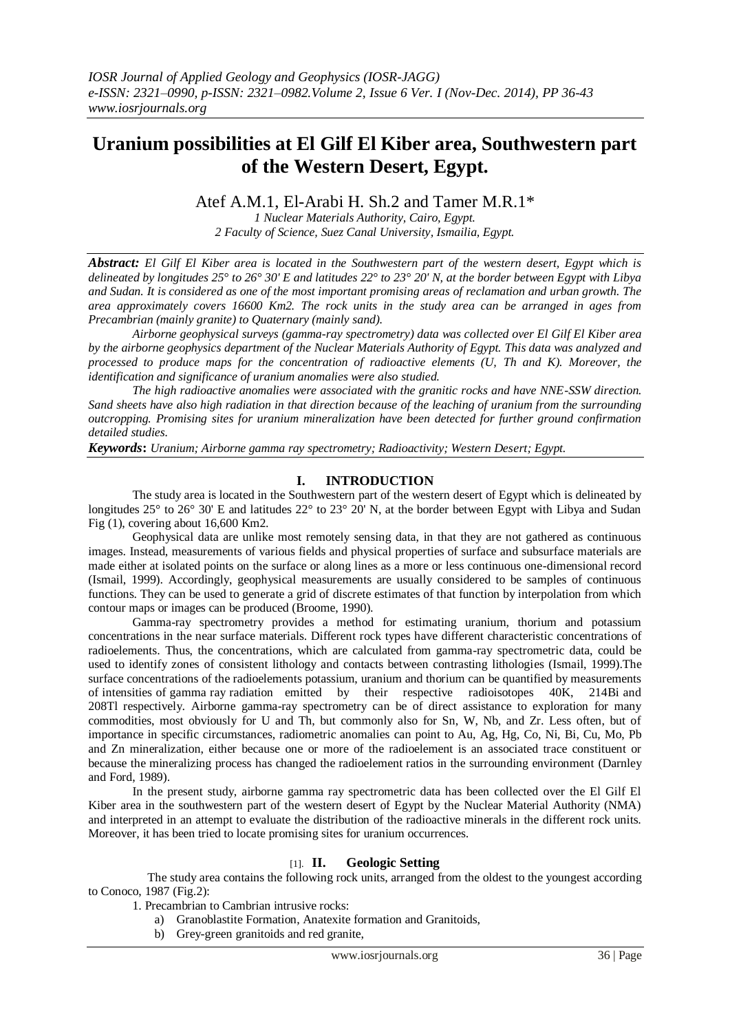# Uranium possibilities at El Gilf El Kiber area, Southwestern part of the Western Desert, Egypt.

Atef A.M.1, El-Arabi H. Sh.2 and Tamer M.R.1*

*1 Nuclear Materials Authority, Cairo, Egypt.*
*2 Faculty of Science, Suez Canal University, Ismailia, Egypt.*

***Abstract:*** *El Gilf El Kiber area is located in the Southwestern part of the western desert, Egypt which is delineated by longitudes 25° to 26° 30' E and latitudes 22° to 23° 20' N, at the border between Egypt with Libya and Sudan. It is considered as one of the most important promising areas of reclamation and urban growth. The area approximately covers 16600 Km2. The rock units in the study area can be arranged in ages from Precambrian (mainly granite) to Quaternary (mainly sand).*

*Airborne geophysical surveys (gamma-ray spectrometry) data was collected over El Gilf El Kiber area by the airborne geophysics department of the Nuclear Materials Authority of Egypt. This data was analyzed and processed to produce maps for the concentration of radioactive elements (U, Th and K). Moreover, the identification and significance of uranium anomalies were also studied.*

*The high radioactive anomalies were associated with the granitic rocks and have NNE-SSW direction. Sand sheets have also high radiation in that direction because of the leaching of uranium from the surrounding outcropping. Promising sites for uranium mineralization have been detected for further ground confirmation detailed studies.*

***Keywords*:** *Uranium; Airborne gamma ray spectrometry; Radioactivity; Western Desert; Egypt.*

## I. INTRODUCTION

The study area is located in the Southwestern part of the western desert of Egypt which is delineated by longitudes 25° to 26° 30' E and latitudes 22° to 23° 20' N, at the border between Egypt with Libya and Sudan Fig (1), covering about 16,600 Km2.

Geophysical data are unlike most remotely sensing data, in that they are not gathered as continuous images. Instead, measurements of various fields and physical properties of surface and subsurface materials are made either at isolated points on the surface or along lines as a more or less continuous one-dimensional record (Ismail, 1999). Accordingly, geophysical measurements are usually considered to be samples of continuous functions. They can be used to generate a grid of discrete estimates of that function by interpolation from which contour maps or images can be produced (Broome, 1990).

Gamma-ray spectrometry provides a method for estimating uranium, thorium and potassium concentrations in the near surface materials. Different rock types have different characteristic concentrations of radioelements. Thus, the concentrations, which are calculated from gamma-ray spectrometric data, could be used to identify zones of consistent lithology and contacts between contrasting lithologies (Ismail, 1999).The surface concentrations of the radioelements potassium, uranium and thorium can be quantified by measurements of intensities of gamma ray radiation emitted by their respective radioisotopes 40K, 214Bi and 208Tl respectively. Airborne gamma-ray spectrometry can be of direct assistance to exploration for many commodities, most obviously for U and Th, but commonly also for Sn, W, Nb, and Zr. Less often, but of importance in specific circumstances, radiometric anomalies can point to Au, Ag, Hg, Co, Ni, Bi, Cu, Mo, Pb and Zn mineralization, either because one or more of the radioelement is an associated trace constituent or because the mineralizing process has changed the radioelement ratios in the surrounding environment (Darnley and Ford, 1989).

In the present study, airborne gamma ray spectrometric data has been collected over the El Gilf El Kiber area in the southwestern part of the western desert of Egypt by the Nuclear Material Authority (NMA) and interpreted in an attempt to evaluate the distribution of the radioactive minerals in the different rock units. Moreover, it has been tried to locate promising sites for uranium occurrences.

## [1]. II. Geologic Setting

The study area contains the following rock units, arranged from the oldest to the youngest according to Conoco, 1987 (Fig.2):

1. Precambrian to Cambrian intrusive rocks:
    a) Granoblastite Formation, Anatexite formation and Granitoids,
    b) Grey-green granitoids and red granite,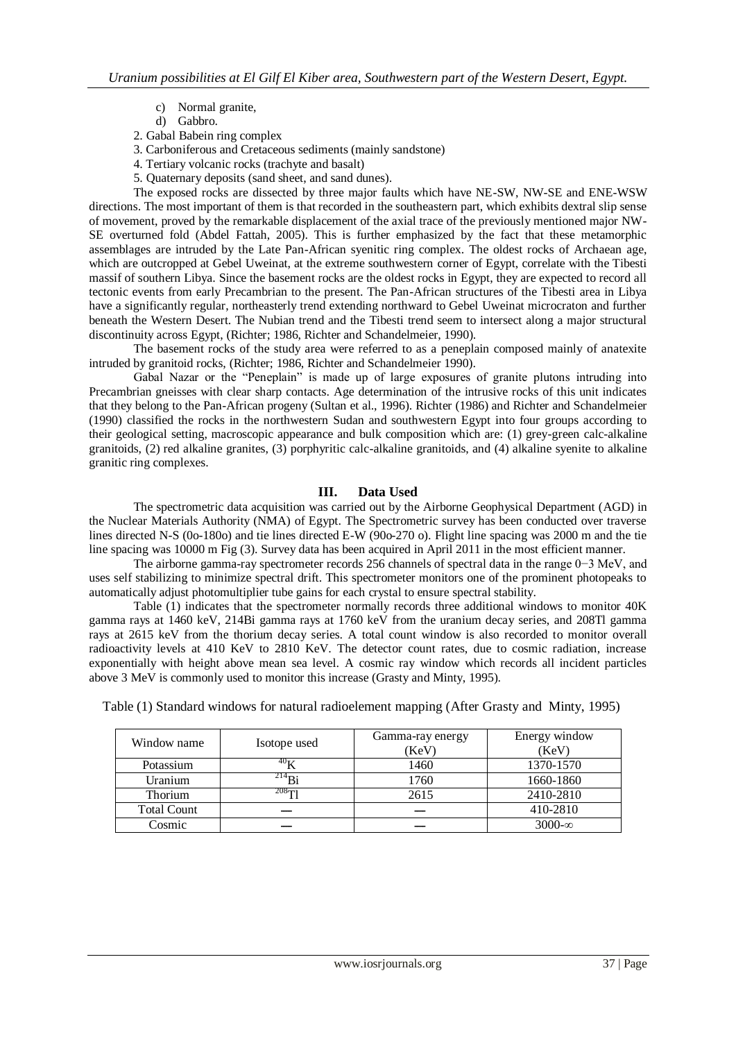c) Normal granite,
d) Gabbro.

2. Gabal Babein ring complex
3. Carboniferous and Cretaceous sediments (mainly sandstone)
4. Tertiary volcanic rocks (trachyte and basalt)
5. Quaternary deposits (sand sheet, and sand dunes).

The exposed rocks are dissected by three major faults which have NE-SW, NW-SE and ENE-WSW directions. The most important of them is that recorded in the southeastern part, which exhibits dextral slip sense of movement, proved by the remarkable displacement of the axial trace of the previously mentioned major NW-SE overturned fold (Abdel Fattah, 2005). This is further emphasized by the fact that these metamorphic assemblages are intruded by the Late Pan-African syenitic ring complex. The oldest rocks of Archaean age, which are outcropped at Gebel Uweinat, at the extreme southwestern corner of Egypt, correlate with the Tibesti massif of southern Libya. Since the basement rocks are the oldest rocks in Egypt, they are expected to record all tectonic events from early Precambrian to the present. The Pan-African structures of the Tibesti area in Libya have a significantly regular, northeasterly trend extending northward to Gebel Uweinat microcraton and further beneath the Western Desert. The Nubian trend and the Tibesti trend seem to intersect along a major structural discontinuity across Egypt, (Richter; 1986, Richter and Schandelmeier, 1990).

The basement rocks of the study area were referred to as a peneplain composed mainly of anatexite intruded by granitoid rocks, (Richter; 1986, Richter and Schandelmeier 1990).

Gabal Nazar or the "Peneplain" is made up of large exposures of granite plutons intruding into Precambrian gneisses with clear sharp contacts. Age determination of the intrusive rocks of this unit indicates that they belong to the Pan-African progeny (Sultan et al., 1996). Richter (1986) and Richter and Schandelmeier (1990) classified the rocks in the northwestern Sudan and southwestern Egypt into four groups according to their geological setting, macroscopic appearance and bulk composition which are: (1) grey-green calc-alkaline granitoids, (2) red alkaline granites, (3) porphyritic calc-alkaline granitoids, and (4) alkaline syenite to alkaline granitic ring complexes.

## III. Data Used

The spectrometric data acquisition was carried out by the Airborne Geophysical Department (AGD) in the Nuclear Materials Authority (NMA) of Egypt. The Spectrometric survey has been conducted over traverse lines directed N-S (0o-180o) and tie lines directed E-W (90o-270 o). Flight line spacing was 2000 m and the tie line spacing was 10000 m Fig (3). Survey data has been acquired in April 2011 in the most efficient manner.

The airborne gamma-ray spectrometer records 256 channels of spectral data in the range 0−3 MeV, and uses self stabilizing to minimize spectral drift. This spectrometer monitors one of the prominent photopeaks to automatically adjust photomultiplier tube gains for each crystal to ensure spectral stability.

Table (1) indicates that the spectrometer normally records three additional windows to monitor 40K gamma rays at 1460 keV, 214Bi gamma rays at 1760 keV from the uranium decay series, and 208Tl gamma rays at 2615 keV from the thorium decay series. A total count window is also recorded to monitor overall radioactivity levels at 410 KeV to 2810 KeV. The detector count rates, due to cosmic radiation, increase exponentially with height above mean sea level. A cosmic ray window which records all incident particles above 3 MeV is commonly used to monitor this increase (Grasty and Minty, 1995).

Table (1) Standard windows for natural radioelement mapping (After Grasty and Minty, 1995)

| Window name | Isotope used | Gamma-ray energy (KeV) | Energy window (KeV) |
|---|---|---|---|
| Potassium | $^{40}K$ | 1460 | 1370-1570 |
| Uranium | $^{214}Bi$ | 1760 | 1660-1860 |
| Thorium | $^{208}Tl$ | 2615 | 2410-2810 |
| Total Count | — | — | 410-2810 |
| Cosmic | — | — | 3000-∞ |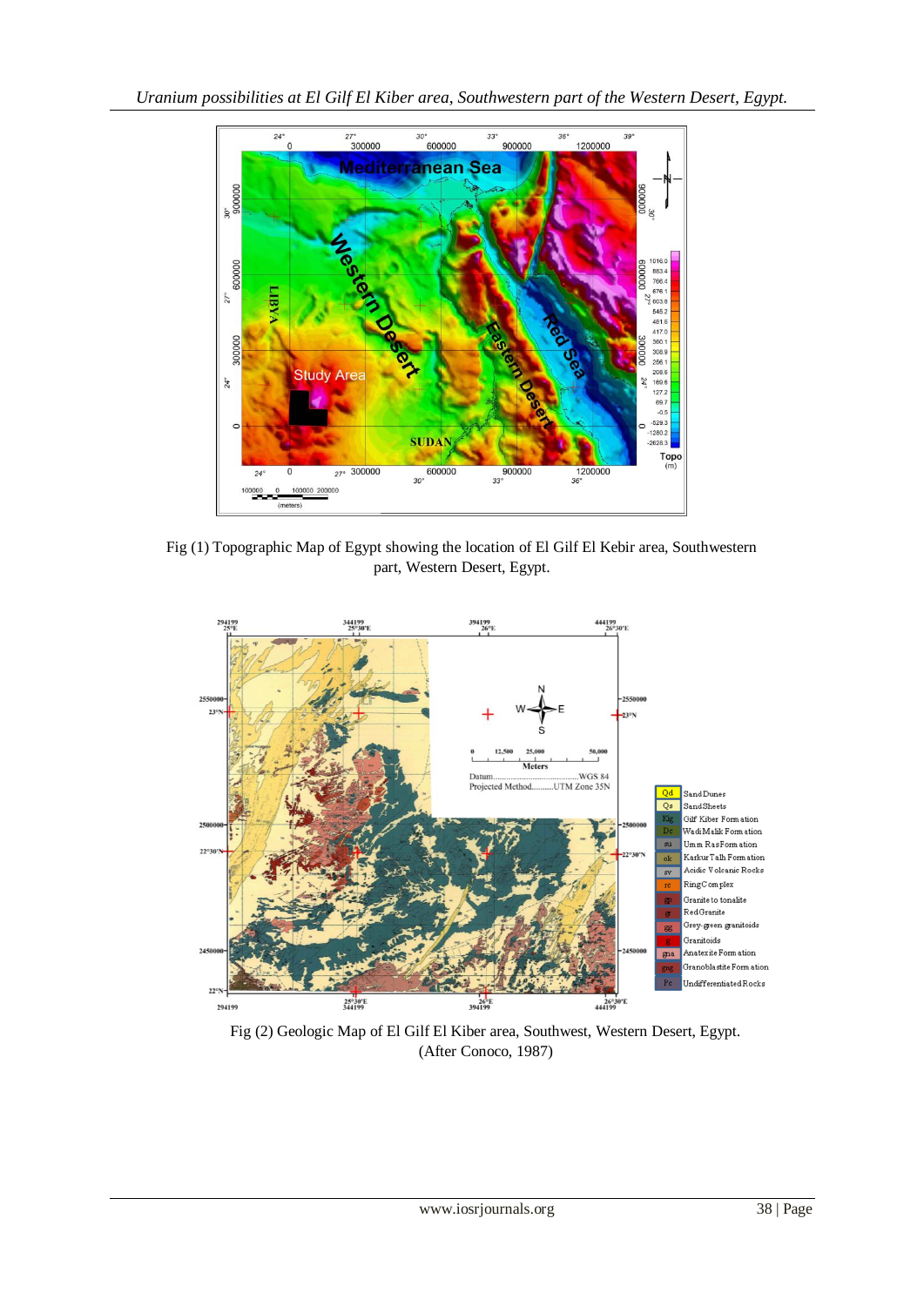Fig (1) Topographic Map of Egypt showing the location of El Gilf El Kebir area, Southwestern part, Western Desert, Egypt.

Fig (2) Geologic Map of El Gilf El Kiber area, Southwest, Western Desert, Egypt. (After Conoco, 1987)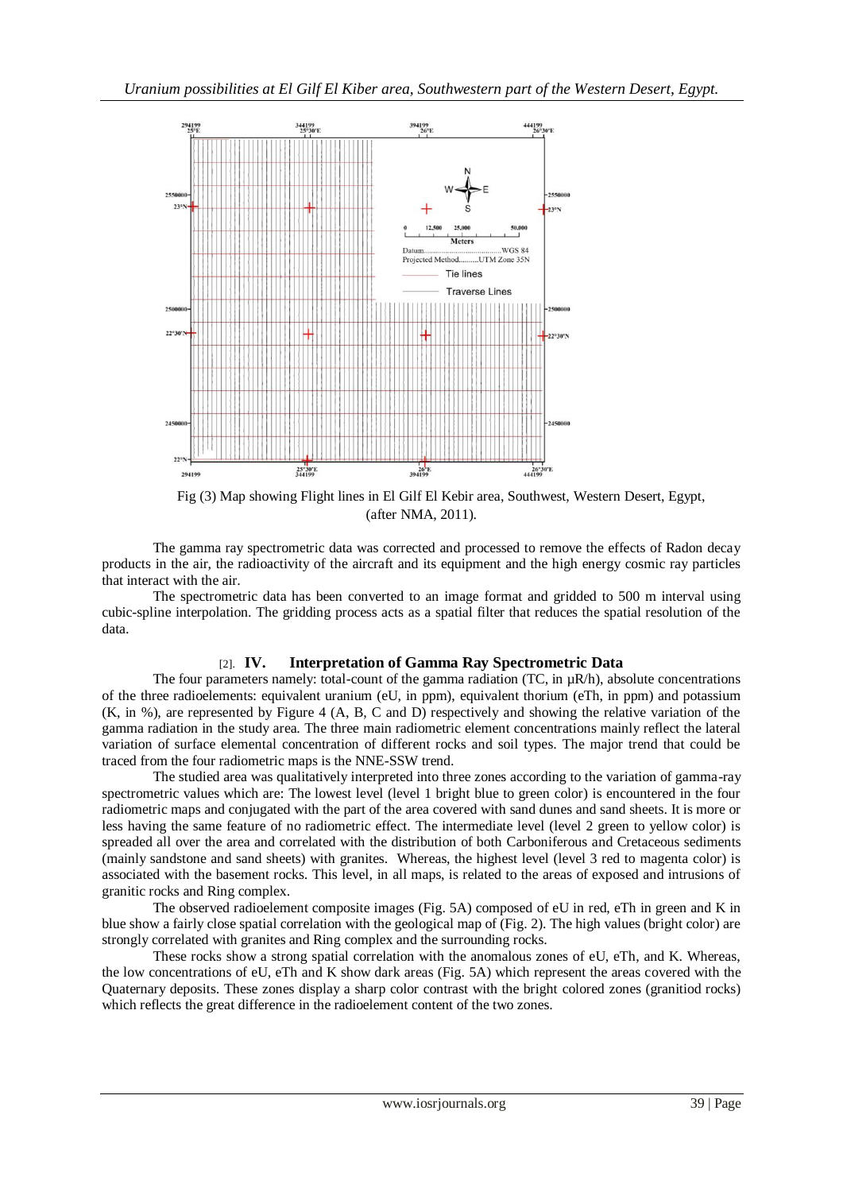Fig (3) Map showing Flight lines in El Gilf El Kebir area, Southwest, Western Desert, Egypt, (after NMA, 2011).

The gamma ray spectrometric data was corrected and processed to remove the effects of Radon decay products in the air, the radioactivity of the aircraft and its equipment and the high energy cosmic ray particles that interact with the air.

The spectrometric data has been converted to an image format and gridded to 500 m interval using cubic-spline interpolation. The gridding process acts as a spatial filter that reduces the spatial resolution of the data.

## IV. Interpretation of Gamma Ray Spectrometric Data

The four parameters namely: total-count of the gamma radiation (TC, in μR/h), absolute concentrations of the three radioelements: equivalent uranium (eU, in ppm), equivalent thorium (eTh, in ppm) and potassium (K, in %), are represented by Figure 4 (A, B, C and D) respectively and showing the relative variation of the gamma radiation in the study area. The three main radiometric element concentrations mainly reflect the lateral variation of surface elemental concentration of different rocks and soil types. The major trend that could be traced from the four radiometric maps is the NNE-SSW trend.

The studied area was qualitatively interpreted into three zones according to the variation of gamma-ray spectrometric values which are: The lowest level (level 1 bright blue to green color) is encountered in the four radiometric maps and conjugated with the part of the area covered with sand dunes and sand sheets. It is more or less having the same feature of no radiometric effect. The intermediate level (level 2 green to yellow color) is spreaded all over the area and correlated with the distribution of both Carboniferous and Cretaceous sediments (mainly sandstone and sand sheets) with granites. Whereas, the highest level (level 3 red to magenta color) is associated with the basement rocks. This level, in all maps, is related to the areas of exposed and intrusions of granitic rocks and Ring complex.

The observed radioelement composite images (Fig. 5A) composed of eU in red, eTh in green and K in blue show a fairly close spatial correlation with the geological map of (Fig. 2). The high values (bright color) are strongly correlated with granites and Ring complex and the surrounding rocks.

These rocks show a strong spatial correlation with the anomalous zones of eU, eTh, and K. Whereas, the low concentrations of eU, eTh and K show dark areas (Fig. 5A) which represent the areas covered with the Quaternary deposits. These zones display a sharp color contrast with the bright colored zones (granitiod rocks) which reflects the great difference in the radioelement content of the two zones.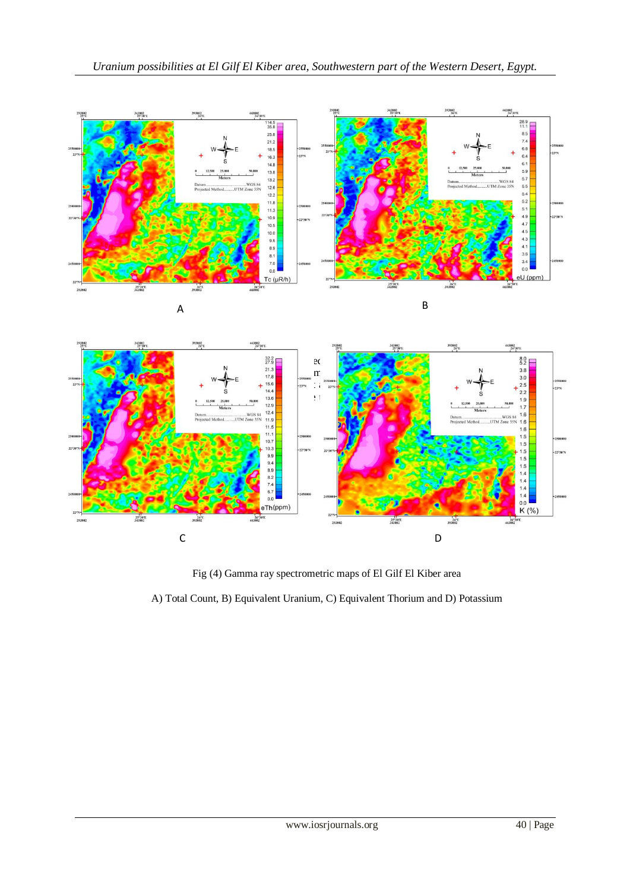Fig (4) Gamma ray spectrometric maps of El Gilf El Kiber area

A) Total Count, B) Equivalent Uranium, C) Equivalent Thorium and D) Potassium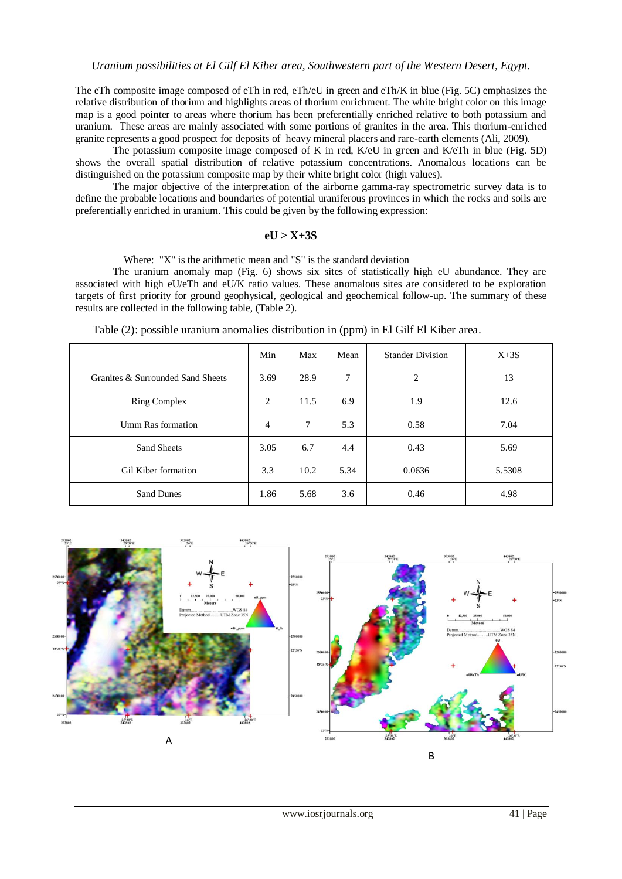The eTh composite image composed of eTh in red, eTh/eU in green and eTh/K in blue (Fig. 5C) emphasizes the relative distribution of thorium and highlights areas of thorium enrichment. The white bright color on this image map is a good pointer to areas where thorium has been preferentially enriched relative to both potassium and uranium. These areas are mainly associated with some portions of granites in the area. This thorium-enriched granite represents a good prospect for deposits of heavy mineral placers and rare-earth elements (Ali, 2009).

The potassium composite image composed of K in red, K/eU in green and K/eTh in blue (Fig. 5D) shows the overall spatial distribution of relative potassium concentrations. Anomalous locations can be distinguished on the potassium composite map by their white bright color (high values).

The major objective of the interpretation of the airborne gamma-ray spectrometric survey data is to define the probable locations and boundaries of potential uraniferous provinces in which the rocks and soils are preferentially enriched in uranium. This could be given by the following expression:

$$eU > X+3S$$

Where: "X" is the arithmetic mean and "S" is the standard deviation

The uranium anomaly map (Fig. 6) shows six sites of statistically high eU abundance. They are associated with high eU/eTh and eU/K ratio values. These anomalous sites are considered to be exploration targets of first priority for ground geophysical, geological and geochemical follow-up. The summary of these results are collected in the following table, (Table 2).

Table (2): possible uranium anomalies distribution in (ppm) in El Gilf El Kiber area.

| | Min | Max | Mean | Stander Division | X+3S |
|---|---|---|---|---|---|
| Granites & Surrounded Sand Sheets | 3.69 | 28.9 | 7 | 2 | 13 |
| Ring Complex | 2 | 11.5 | 6.9 | 1.9 | 12.6 |
| Umm Ras formation | 4 | 7 | 5.3 | 0.58 | 7.04 |
| Sand Sheets | 3.05 | 6.7 | 4.4 | 0.43 | 5.69 |
| Gil Kiber formation | 3.3 | 10.2 | 5.34 | 0.0636 | 5.5308 |
| Sand Dunes | 1.86 | 5.68 | 3.6 | 0.46 | 4.98 |

A

B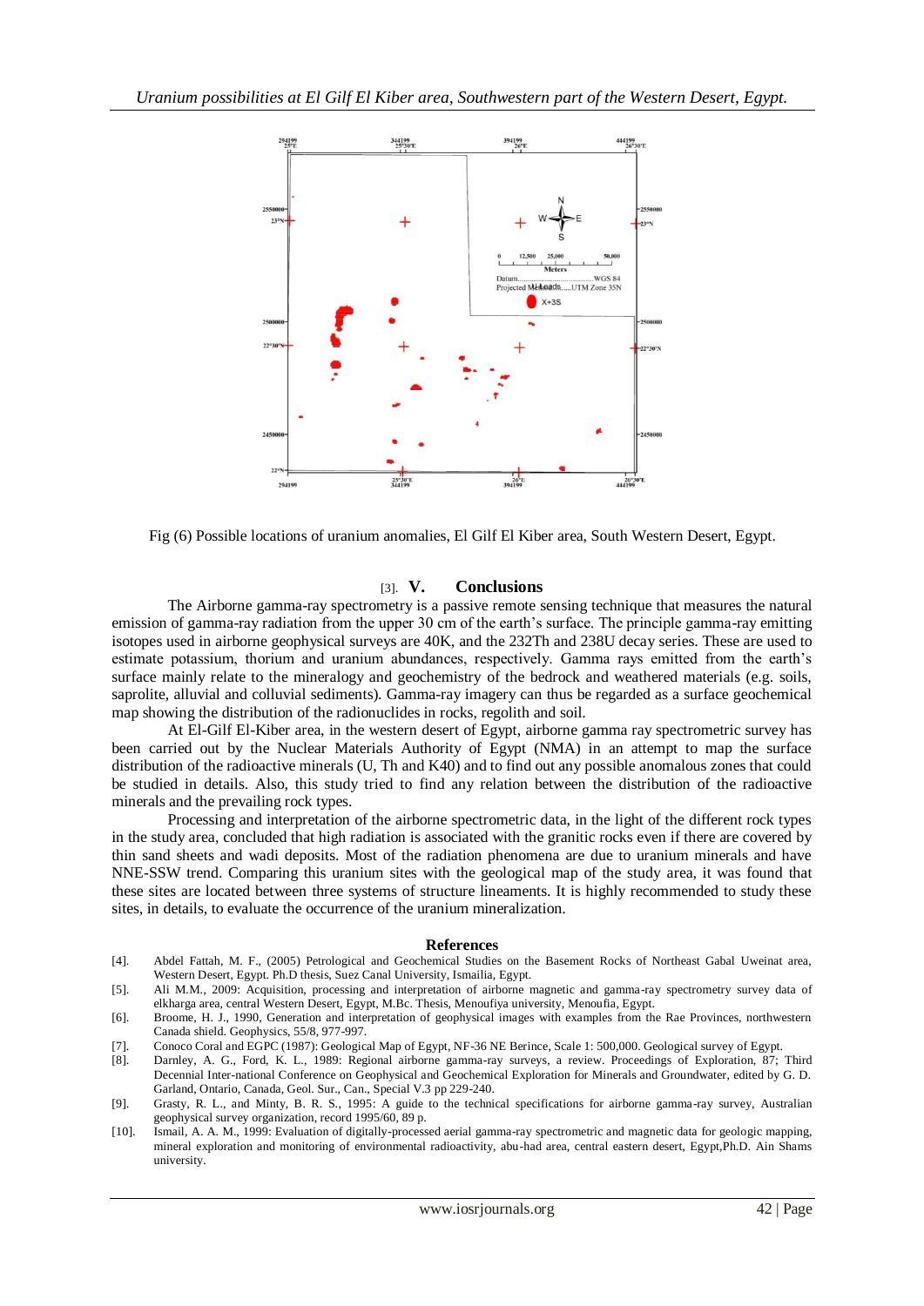Fig (6) Possible locations of uranium anomalies, El Gilf El Kiber area, South Western Desert, Egypt.

## [3]. V. Conclusions

The Airborne gamma-ray spectrometry is a passive remote sensing technique that measures the natural emission of gamma-ray radiation from the upper 30 cm of the earth's surface. The principle gamma-ray emitting isotopes used in airborne geophysical surveys are 40K, and the 232Th and 238U decay series. These are used to estimate potassium, thorium and uranium abundances, respectively. Gamma rays emitted from the earth's surface mainly relate to the mineralogy and geochemistry of the bedrock and weathered materials (e.g. soils, saprolite, alluvial and colluvial sediments). Gamma-ray imagery can thus be regarded as a surface geochemical map showing the distribution of the radionuclides in rocks, regolith and soil.

At El-Gilf El-Kiber area, in the western desert of Egypt, airborne gamma ray spectrometric survey has been carried out by the Nuclear Materials Authority of Egypt (NMA) in an attempt to map the surface distribution of the radioactive minerals (U, Th and K40) and to find out any possible anomalous zones that could be studied in details. Also, this study tried to find any relation between the distribution of the radioactive minerals and the prevailing rock types.

Processing and interpretation of the airborne spectrometric data, in the light of the different rock types in the study area, concluded that high radiation is associated with the granitic rocks even if there are covered by thin sand sheets and wadi deposits. Most of the radiation phenomena are due to uranium minerals and have NNE-SSW trend. Comparing this uranium sites with the geological map of the study area, it was found that these sites are located between three systems of structure lineaments. It is highly recommended to study these sites, in details, to evaluate the occurrence of the uranium mineralization.

## References

[4]. Abdel Fattah, M. F., (2005) Petrological and Geochemical Studies on the Basement Rocks of Northeast Gabal Uweinat area, Western Desert, Egypt. Ph.D thesis, Suez Canal University, Ismailia, Egypt.

[5]. Ali M.M., 2009: Acquisition, processing and interpretation of airborne magnetic and gamma-ray spectrometry survey data of elkharga area, central Western Desert, Egypt, M.Bc. Thesis, Menoufiya university, Menoufia, Egypt.

[6]. Broome, H. J., 1990, Generation and interpretation of geophysical images with examples from the Rae Provinces, northwestern Canada shield. Geophysics, 55/8, 977-997.

[7]. Conoco Coral and EGPC (1987): Geological Map of Egypt, NF-36 NE Berince, Scale 1: 500,000. Geological survey of Egypt.

[8]. Darnley, A. G., Ford, K. L., 1989: Regional airborne gamma-ray surveys, a review. Proceedings of Exploration, 87; Third Decennial Inter-national Conference on Geophysical and Geochemical Exploration for Minerals and Groundwater, edited by G. D. Garland, Ontario, Canada, Geol. Sur., Can., Special V.3 pp 229-240.

[9]. Grasty, R. L., and Minty, B. R. S., 1995: A guide to the technical specifications for airborne gamma-ray survey, Australian geophysical survey organization, record 1995/60, 89 p.

[10]. Ismail, A. A. M., 1999: Evaluation of digitally-processed aerial gamma-ray spectrometric and magnetic data for geologic mapping, mineral exploration and monitoring of environmental radioactivity, abu-had area, central eastern desert, Egypt,Ph.D. Ain Shams university.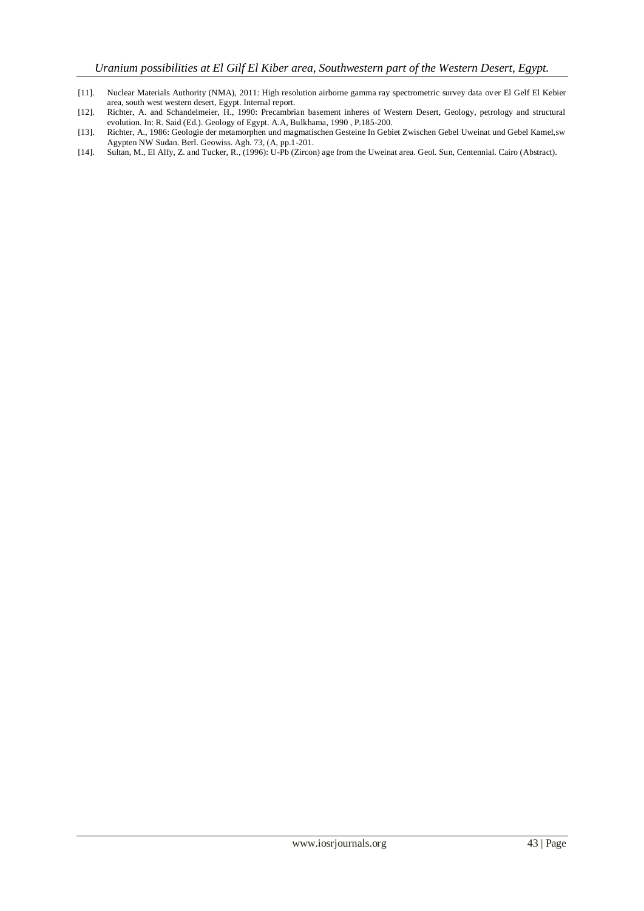[11]. Nuclear Materials Authority (NMA), 2011: High resolution airborne gamma ray spectrometric survey data over El Gelf El Kebier area, south west western desert, Egypt. Internal report.

[12]. Richter, A. and Schandelmeier, H., 1990: Precambrian basement inheres of Western Desert, Geology, petrology and structural evolution. In: R. Said (Ed.). Geology of Egypt. A.A, Bulkhama, 1990 , P.185-200.

[13]. Richter, A., 1986: Geologie der metamorphen und magmatischen Gesteine In Gebiet Zwischen Gebel Uweinat und Gebel Kamel,sw Agypten NW Sudan. Berl. Geowiss. Agh. 73, (A, pp.1-201.

[14]. Sultan, M., El Alfy, Z. and Tucker, R., (1996): U-Pb (Zircon) age from the Uweinat area. Geol. Sun, Centennial. Cairo (Abstract).